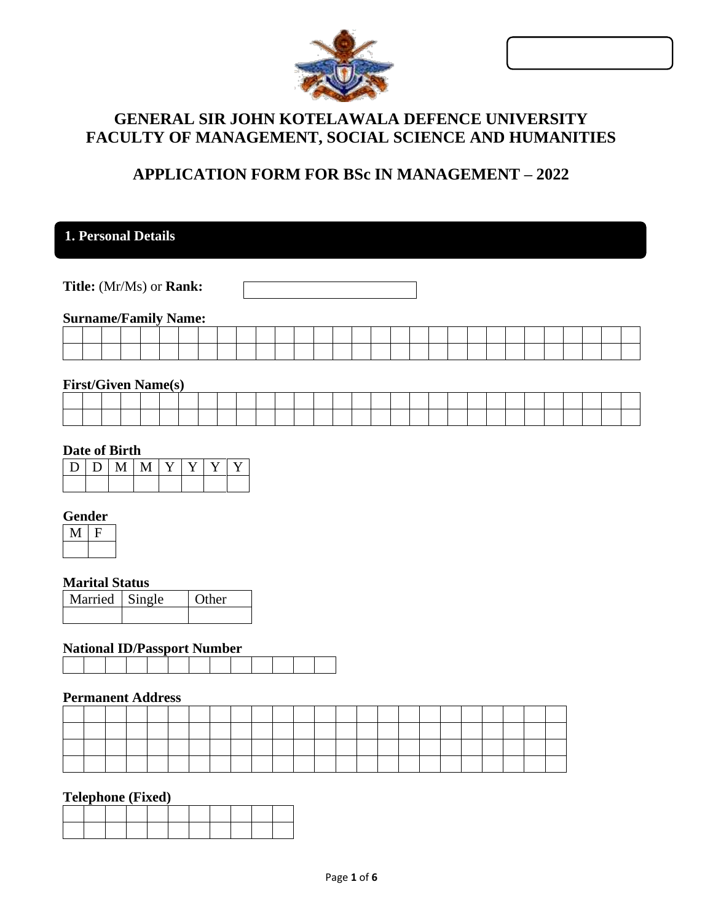# GENERAL SIR JOHN KOTELAWALA DEFENCE UNIVERSITY
# FACULTY OF MANAGEMENT, SOCIAL SCIENCE AND HUMANITIES

## APPLICATION FORM FOR BSc IN MANAGEMENT – 2022

### 1. Personal Details

**Title:** (Mr/Ms) or **Rank:**

**Surname/Family Name:**

**First/Given Name(s)**

**Date of Birth**

| D | D | M | M | Y | Y | Y | Y |
|---|---|---|---|---|---|---|---|
| | | | | | | | |

**Gender**

| M | F |
|---|---|
| | |

**Marital Status**

| Married | Single | Other |
|---|---|---|
| | | |

**National ID/Passport Number**

**Permanent Address**

**Telephone (Fixed)**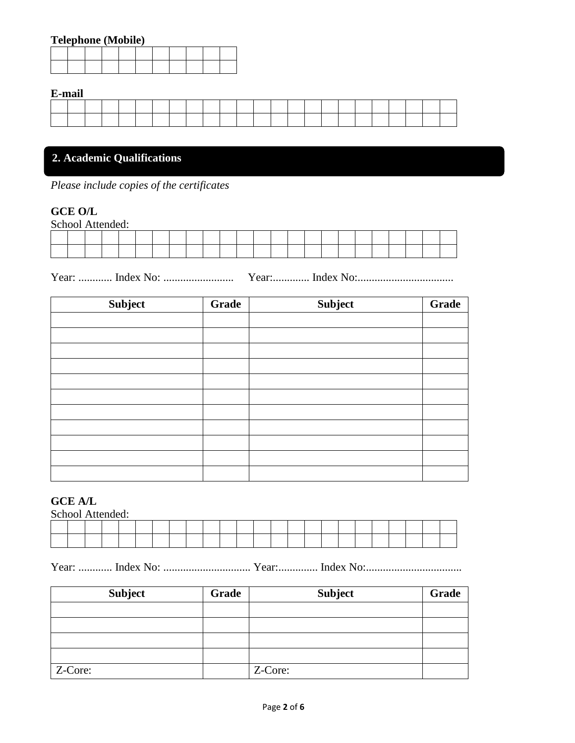**Telephone (Mobile)**

| | | | | | | | | | | |
|---|---|---|---|---|---|---|---|---|---|---|
| | | | | | | | | | | |

**E-mail**

| | | | | | | | | | | | | | | | | | | | | | | | |
|---|---|---|---|---|---|---|---|---|---|---|---|---|---|---|---|---|---|---|---|---|---|---|---|
| | | | | | | | | | | | | | | | | | | | | | | | |

## 2. Academic Qualifications

*Please include copies of the certificates*

**GCE O/L**

School Attended:

| | | | | | | | | | | | | | | | | | | | | | | | |
|---|---|---|---|---|---|---|---|---|---|---|---|---|---|---|---|---|---|---|---|---|---|---|---|
| | | | | | | | | | | | | | | | | | | | | | | | |

Year: ............ Index No: ......................... Year:............. Index No:..................................

| Subject | Grade | Subject | Grade |
|---|---|---|---|
| | | | |
| | | | |
| | | | |
| | | | |
| | | | |
| | | | |
| | | | |
| | | | |
| | | | |
| | | | |
| | | | |

**GCE A/L**

School Attended:

| | | | | | | | | | | | | | | | | | | | | | | | |
|---|---|---|---|---|---|---|---|---|---|---|---|---|---|---|---|---|---|---|---|---|---|---|---|
| | | | | | | | | | | | | | | | | | | | | | | | |

Year: ............ Index No: ............................... Year:.............. Index No:..................................

| Subject | Grade | Subject | Grade |
|---|---|---|---|
| | | | |
| | | | |
| | | | |
| | | | |
| Z-Core: | | Z-Core: | |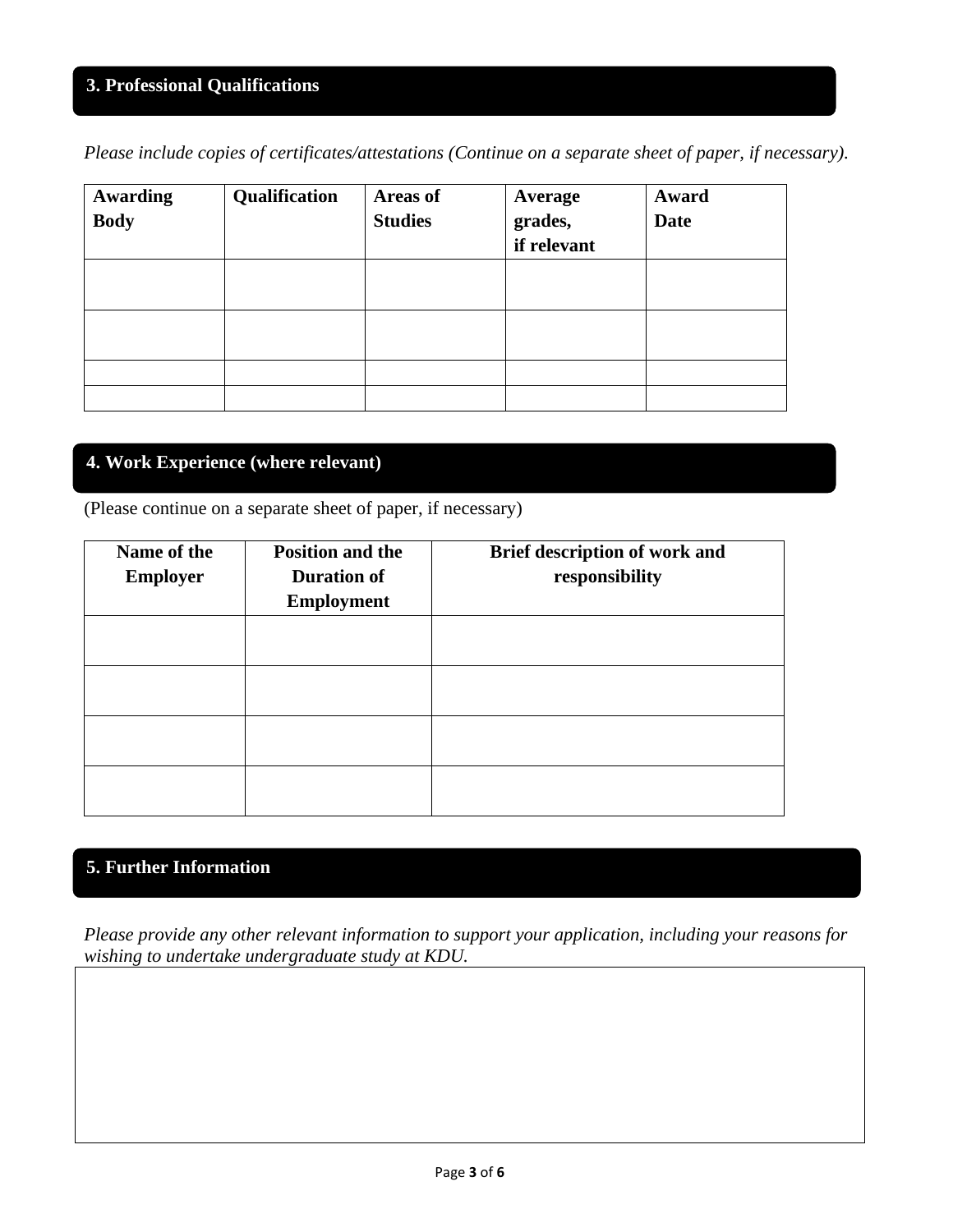## 3. Professional Qualifications

*Please include copies of certificates/attestations (Continue on a separate sheet of paper, if necessary).*

| Awarding Body | Qualification | Areas of Studies | Average grades, if relevant | Award Date |
|---|---|---|---|---|
| | | | | |
| | | | | |
| | | | | |
| | | | | |

## 4. Work Experience (where relevant)

(Please continue on a separate sheet of paper, if necessary)

| Name of the Employer | Position and the Duration of Employment | Brief description of work and responsibility |
|---|---|---|
| | | |
| | | |
| | | |
| | | |

## 5. Further Information

*Please provide any other relevant information to support your application, including your reasons for wishing to undertake undergraduate study at KDU.*

| |
|---|
| |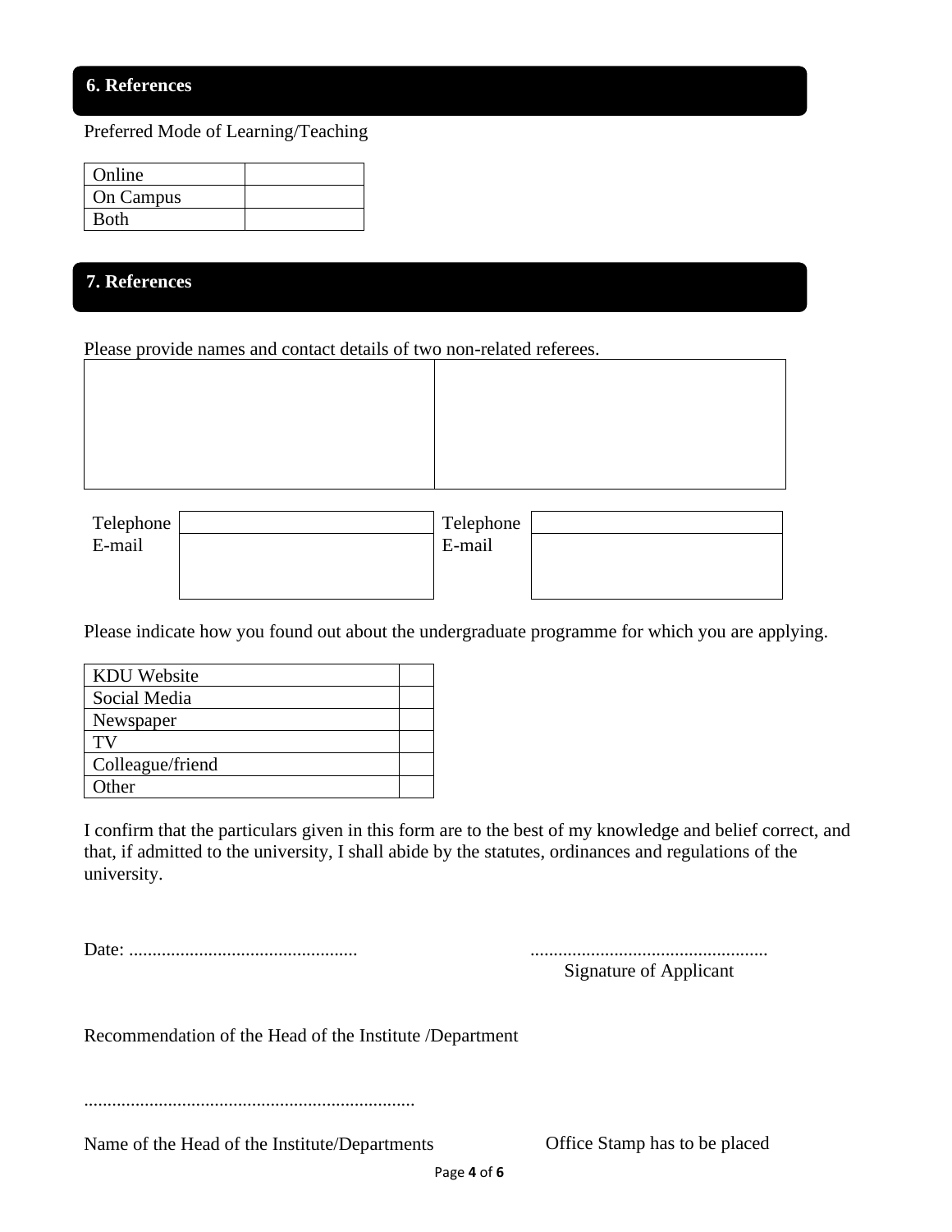## 6. References

Preferred Mode of Learning/Teaching

| | |
|---|---|
| Online | |
| On Campus | |
| Both | |

## 7. References

Please provide names and contact details of two non-related referees.

| | |
|---|---|
| | |

| | | | |
|---|---|---|---|
| Telephone | | Telephone | |
| E-mail | | E-mail | |

Please indicate how you found out about the undergraduate programme for which you are applying.

| | |
|---|---|
| KDU Website | |
| Social Media | |
| Newspaper | |
| TV | |
| Colleague/friend | |
| Other | |

I confirm that the particulars given in this form are to the best of my knowledge and belief correct, and that, if admitted to the university, I shall abide by the statutes, ordinances and regulations of the university.

Date: .................................................

...................................................
Signature of Applicant

Recommendation of the Head of the Institute /Department

.......................................................................

Name of the Head of the Institute/Departments

Office Stamp has to be placed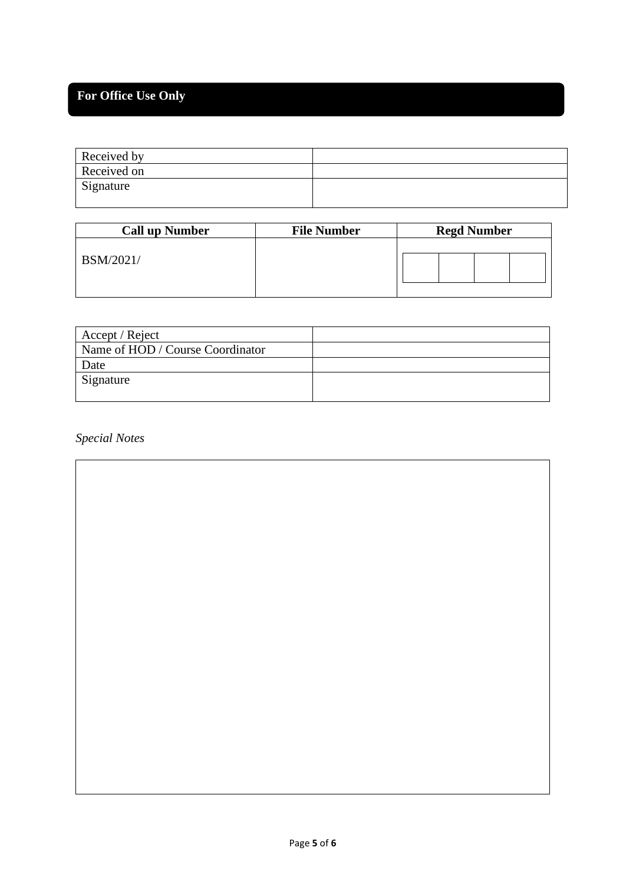## For Office Use Only

| Received by | |
|---|---|
| Received on | |
| Signature | |

| Call up Number | File Number | Regd Number |
|---|---|---|
| BSM/2021/ | | |

| Accept / Reject | |
|---|---|
| Name of HOD / Course Coordinator | |
| Date | |
| Signature | |

*Special Notes*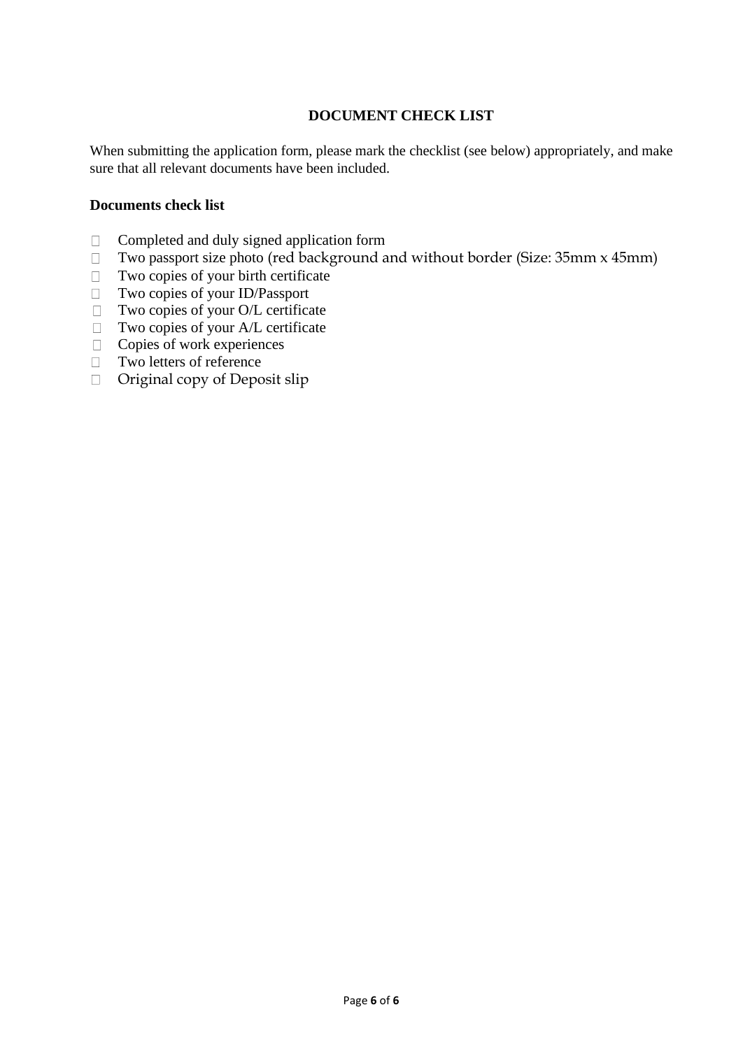## DOCUMENT CHECK LIST

When submitting the application form, please mark the checklist (see below) appropriately, and make sure that all relevant documents have been included.

### Documents check list

- ☐ Completed and duly signed application form
- ☐ Two passport size photo (red background and without border (Size: 35mm x 45mm)
- ☐ Two copies of your birth certificate
- ☐ Two copies of your ID/Passport
- ☐ Two copies of your O/L certificate
- ☐ Two copies of your A/L certificate
- ☐ Copies of work experiences
- ☐ Two letters of reference
- ☐ Original copy of Deposit slip